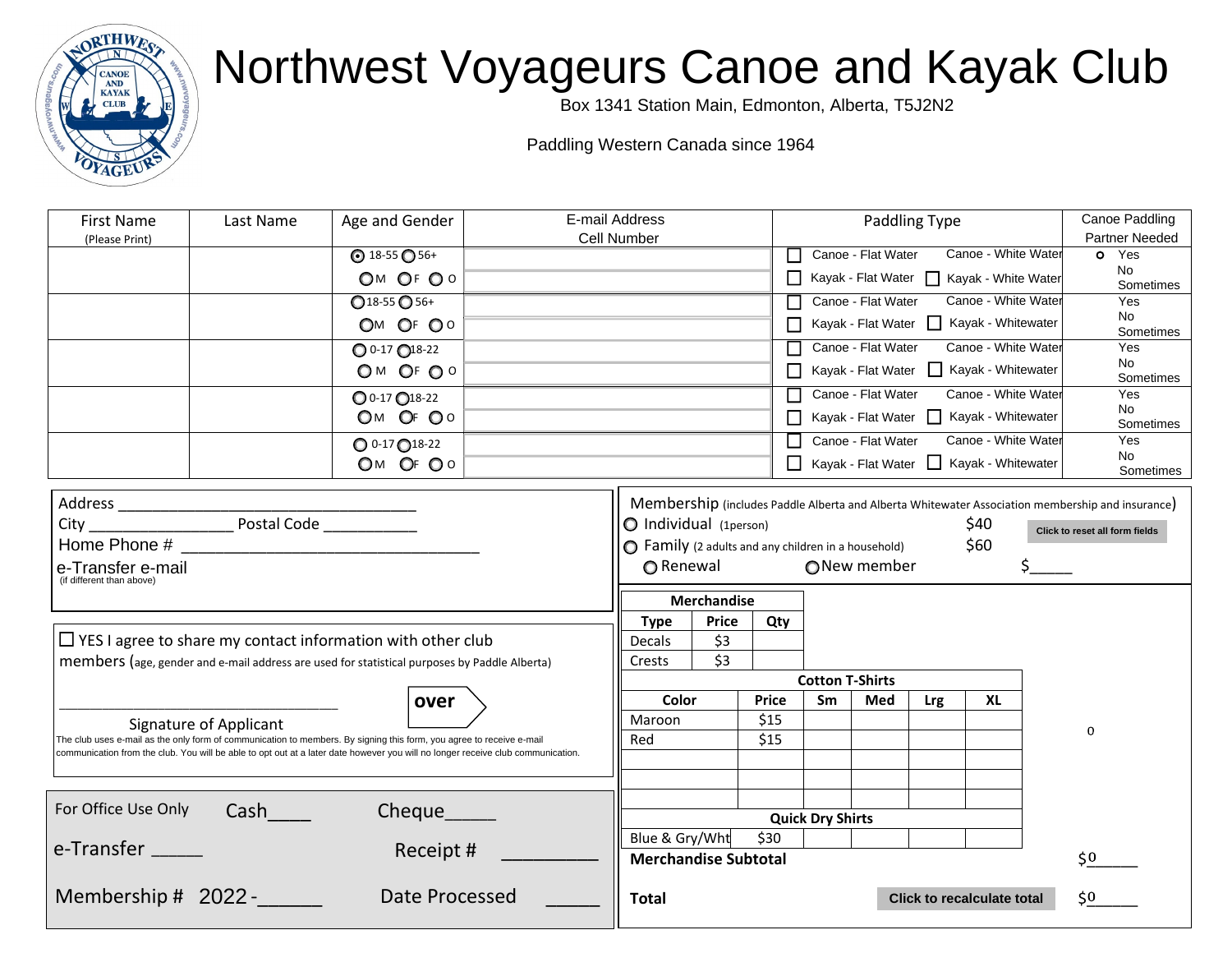# Northwest Voyageurs Canoe and Kayak Club

Box 1341 Station Main, Edmonton, Alberta, T5J2N2

Paddling Western Canada since 1964

| First Name (Please Print) | Last Name | Age and Gender | E-mail Address / Cell Number | Paddling Type | Canoe Paddling Partner Needed |
|---|---|---|---|---|---|
| | | ◉ 18-55 ○ 56+ / ○ M ○ F ○ O | | ☐ Canoe - Flat Water  Canoe - White Water / ☐ Kayak - Flat Water ☐ Kayak - White Water | ○ Yes / No / Sometimes |
| | | ○ 18-55 ○ 56+ / ○ M ○ F ○ O | | ☐ Canoe - Flat Water  Canoe - White Water / ☐ Kayak - Flat Water ☐ Kayak - Whitewater | Yes / No / Sometimes |
| | | ○ 0-17 ○ 18-22 / ○ M ○ F ○ O | | ☐ Canoe - Flat Water  Canoe - White Water / ☐ Kayak - Flat Water ☐ Kayak - Whitewater | Yes / No / Sometimes |
| | | ○ 0-17 ○ 18-22 / ○ M ○ F ○ O | | ☐ Canoe - Flat Water  Canoe - White Water / ☐ Kayak - Flat Water ☐ Kayak - Whitewater | Yes / No / Sometimes |
| | | ○ 0-17 ○ 18-22 / ○ M ○ F ○ O | | ☐ Canoe - Flat Water  Canoe - White Water / ☐ Kayak - Flat Water ☐ Kayak - Whitewater | Yes / No / Sometimes |

Address ______________________________

City _______________ Postal Code __________

Home Phone # ______________________________

e-Transfer e-mail
(if different than above)

☐ YES I agree to share my contact information with other club members (age, gender and e-mail address are used for statistical purposes by Paddle Alberta)

______________________________

Signature of Applicant

**over**

The club uses e-mail as the only form of communication to members. By signing this form, you agree to receive e-mail communication from the club. You will be able to opt out at a later date however you will no longer receive club communication.

For Office Use Only   Cash____   Cheque_____

e-Transfer _____   Receipt # _________

Membership # 2022-______   Date Processed _____

Membership (includes Paddle Alberta and Alberta Whitewater Association membership and insurance)

○ Individual (1person) $40

○ Family (2 adults and any children in a household) $60

○ Renewal   ○ New member   $_____

Click to reset all form fields

| Merchandise | | |
|---|---|---|
| **Type** | **Price** | **Qty** |
| Decals | $3 | |
| Crests | $3 | |

| Cotton T-Shirts | | | | | |
|---|---|---|---|---|---|
| **Color** | **Price** | **Sm** | **Med** | **Lrg** | **XL** |
| Maroon | $15 | | | | |
| Red | $15 | | | | |
| | | | | | |
| | | | | | |
| | | | | | |
| **Quick Dry Shirts** | | | | | |
| Blue & Gry/Wht | $30 | | | | |

0

**Merchandise Subtotal** $0

**Total**   Click to recalculate total   $0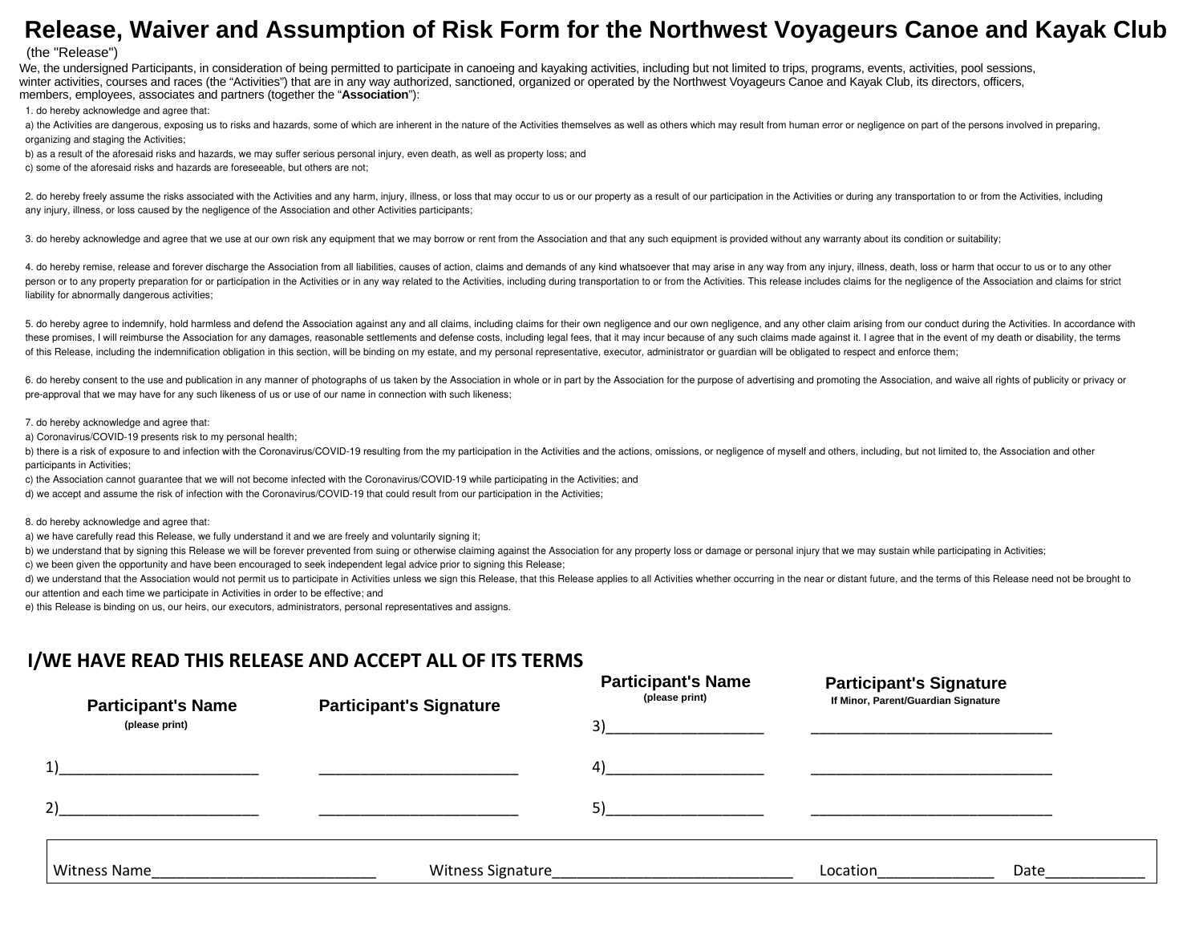# Release, Waiver and Assumption of Risk Form for the Northwest Voyageurs Canoe and Kayak Club

(the "Release")

We, the undersigned Participants, in consideration of being permitted to participate in canoeing and kayaking activities, including but not limited to trips, programs, events, activities, pool sessions, winter activities, courses and races (the "Activities") that are in any way authorized, sanctioned, organized or operated by the Northwest Voyageurs Canoe and Kayak Club, its directors, officers, members, employees, associates and partners (together the "**Association**"):

1. do hereby acknowledge and agree that:
a) the Activities are dangerous, exposing us to risks and hazards, some of which are inherent in the nature of the Activities themselves as well as others which may result from human error or negligence on part of the persons involved in preparing, organizing and staging the Activities;
b) as a result of the aforesaid risks and hazards, we may suffer serious personal injury, even death, as well as property loss; and
c) some of the aforesaid risks and hazards are foreseeable, but others are not;

2. do hereby freely assume the risks associated with the Activities and any harm, injury, illness, or loss that may occur to us or our property as a result of our participation in the Activities or during any transportation to or from the Activities, including any injury, illness, or loss caused by the negligence of the Association and other Activities participants;

3. do hereby acknowledge and agree that we use at our own risk any equipment that we may borrow or rent from the Association and that any such equipment is provided without any warranty about its condition or suitability;

4. do hereby remise, release and forever discharge the Association from all liabilities, causes of action, claims and demands of any kind whatsoever that may arise in any way from any injury, illness, death, loss or harm that occur to us or to any other person or to any property preparation for or participation in the Activities or in any way related to the Activities, including during transportation to or from the Activities. This release includes claims for the negligence of the Association and claims for strict liability for abnormally dangerous activities;

5. do hereby agree to indemnify, hold harmless and defend the Association against any and all claims, including claims for their own negligence and our own negligence, and any other claim arising from our conduct during the Activities. In accordance with these promises, I will reimburse the Association for any damages, reasonable settlements and defense costs, including legal fees, that it may incur because of any such claims made against it. I agree that in the event of my death or disability, the terms of this Release, including the indemnification obligation in this section, will be binding on my estate, and my personal representative, executor, administrator or guardian will be obligated to respect and enforce them;

6. do hereby consent to the use and publication in any manner of photographs of us taken by the Association in whole or in part by the Association for the purpose of advertising and promoting the Association, and waive all rights of publicity or privacy or pre-approval that we may have for any such likeness of us or use of our name in connection with such likeness;

7. do hereby acknowledge and agree that:
a) Coronavirus/COVID-19 presents risk to my personal health;
b) there is a risk of exposure to and infection with the Coronavirus/COVID-19 resulting from the my participation in the Activities and the actions, omissions, or negligence of myself and others, including, but not limited to, the Association and other participants in Activities;
c) the Association cannot guarantee that we will not become infected with the Coronavirus/COVID-19 while participating in the Activities; and
d) we accept and assume the risk of infection with the Coronavirus/COVID-19 that could result from our participation in the Activities;

8. do hereby acknowledge and agree that:
a) we have carefully read this Release, we fully understand it and we are freely and voluntarily signing it;
b) we understand that by signing this Release we will be forever prevented from suing or otherwise claiming against the Association for any property loss or damage or personal injury that we may sustain while participating in Activities;
c) we been given the opportunity and have been encouraged to seek independent legal advice prior to signing this Release;
d) we understand that the Association would not permit us to participate in Activities unless we sign this Release, that this Release applies to all Activities whether occurring in the near or distant future, and the terms of this Release need not be brought to our attention and each time we participate in Activities in order to be effective; and
e) this Release is binding on us, our heirs, our executors, administrators, personal representatives and assigns.

## I/WE HAVE READ THIS RELEASE AND ACCEPT ALL OF ITS TERMS

| Participant's Name (please print) | Participant's Signature | Participant's Name (please print) | Participant's Signature If Minor, Parent/Guardian Signature |
|---|---|---|---|
| | | 3)____________________ | ______________________________ |
| 1)________________________ | ________________________ | 4)____________________ | ______________________________ |
| 2)________________________ | ________________________ | 5)____________________ | ______________________________ |

Witness Name___________________________ Witness Signature______________________________ Location______________ Date____________